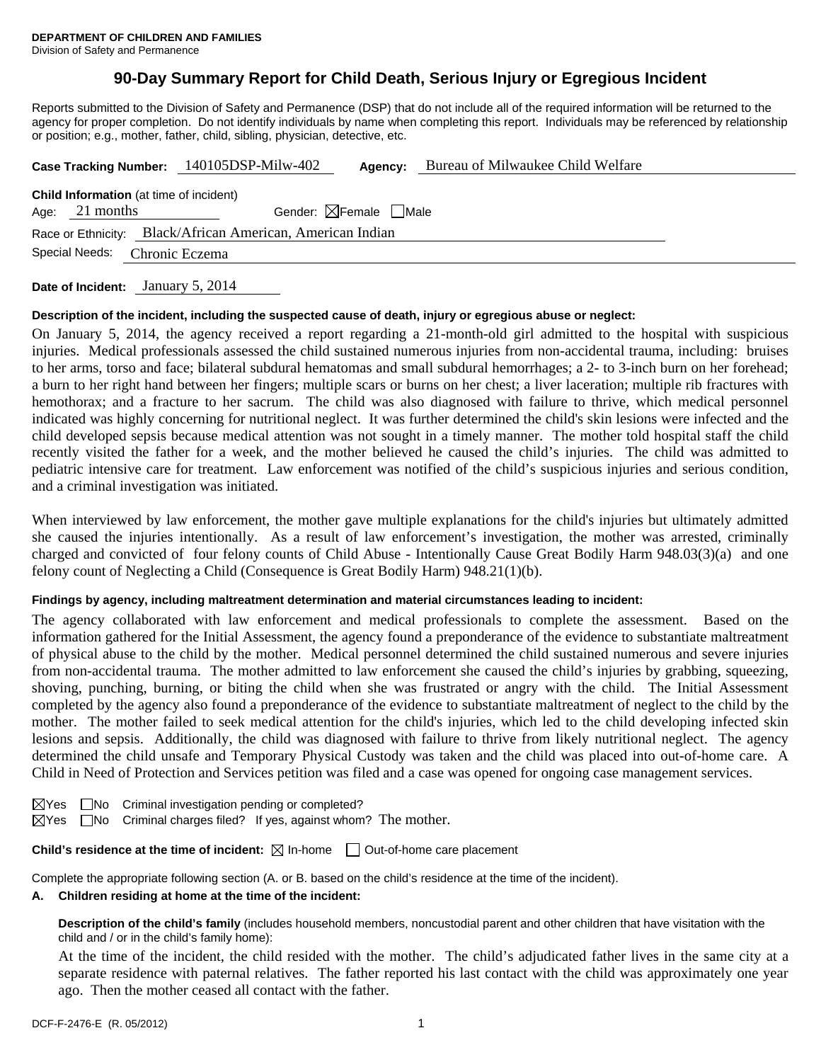**DEPARTMENT OF CHILDREN AND FAMILIES**
Division of Safety and Permanence

# 90-Day Summary Report for Child Death, Serious Injury or Egregious Incident

Reports submitted to the Division of Safety and Permanence (DSP) that do not include all of the required information will be returned to the agency for proper completion. Do not identify individuals by name when completing this report. Individuals may be referenced by relationship or position; e.g., mother, father, child, sibling, physician, detective, etc.

**Case Tracking Number:** 140105DSP-Milw-402 **Agency:** Bureau of Milwaukee Child Welfare

**Child Information** (at time of incident)

Age: 21 months Gender: ☒Female ☐Male

Race or Ethnicity: Black/African American, American Indian

Special Needs: Chronic Eczema

**Date of Incident:** January 5, 2014

**Description of the incident, including the suspected cause of death, injury or egregious abuse or neglect:**

On January 5, 2014, the agency received a report regarding a 21-month-old girl admitted to the hospital with suspicious injuries. Medical professionals assessed the child sustained numerous injuries from non-accidental trauma, including: bruises to her arms, torso and face; bilateral subdural hematomas and small subdural hemorrhages; a 2- to 3-inch burn on her forehead; a burn to her right hand between her fingers; multiple scars or burns on her chest; a liver laceration; multiple rib fractures with hemothorax; and a fracture to her sacrum. The child was also diagnosed with failure to thrive, which medical personnel indicated was highly concerning for nutritional neglect. It was further determined the child's skin lesions were infected and the child developed sepsis because medical attention was not sought in a timely manner. The mother told hospital staff the child recently visited the father for a week, and the mother believed he caused the child's injuries. The child was admitted to pediatric intensive care for treatment. Law enforcement was notified of the child's suspicious injuries and serious condition, and a criminal investigation was initiated.

When interviewed by law enforcement, the mother gave multiple explanations for the child's injuries but ultimately admitted she caused the injuries intentionally. As a result of law enforcement's investigation, the mother was arrested, criminally charged and convicted of four felony counts of Child Abuse - Intentionally Cause Great Bodily Harm 948.03(3)(a) and one felony count of Neglecting a Child (Consequence is Great Bodily Harm) 948.21(1)(b).

**Findings by agency, including maltreatment determination and material circumstances leading to incident:**

The agency collaborated with law enforcement and medical professionals to complete the assessment. Based on the information gathered for the Initial Assessment, the agency found a preponderance of the evidence to substantiate maltreatment of physical abuse to the child by the mother. Medical personnel determined the child sustained numerous and severe injuries from non-accidental trauma. The mother admitted to law enforcement she caused the child's injuries by grabbing, squeezing, shoving, punching, burning, or biting the child when she was frustrated or angry with the child. The Initial Assessment completed by the agency also found a preponderance of the evidence to substantiate maltreatment of neglect to the child by the mother. The mother failed to seek medical attention for the child's injuries, which led to the child developing infected skin lesions and sepsis. Additionally, the child was diagnosed with failure to thrive from likely nutritional neglect. The agency determined the child unsafe and Temporary Physical Custody was taken and the child was placed into out-of-home care. A Child in Need of Protection and Services petition was filed and a case was opened for ongoing case management services.

☒Yes ☐No Criminal investigation pending or completed?

☒Yes ☐No Criminal charges filed? If yes, against whom? The mother.

**Child's residence at the time of incident:** ☒ In-home ☐ Out-of-home care placement

Complete the appropriate following section (A. or B. based on the child's residence at the time of the incident).

**A. Children residing at home at the time of the incident:**

**Description of the child's family** (includes household members, noncustodial parent and other children that have visitation with the child and / or in the child's family home):

At the time of the incident, the child resided with the mother. The child's adjudicated father lives in the same city at a separate residence with paternal relatives. The father reported his last contact with the child was approximately one year ago. Then the mother ceased all contact with the father.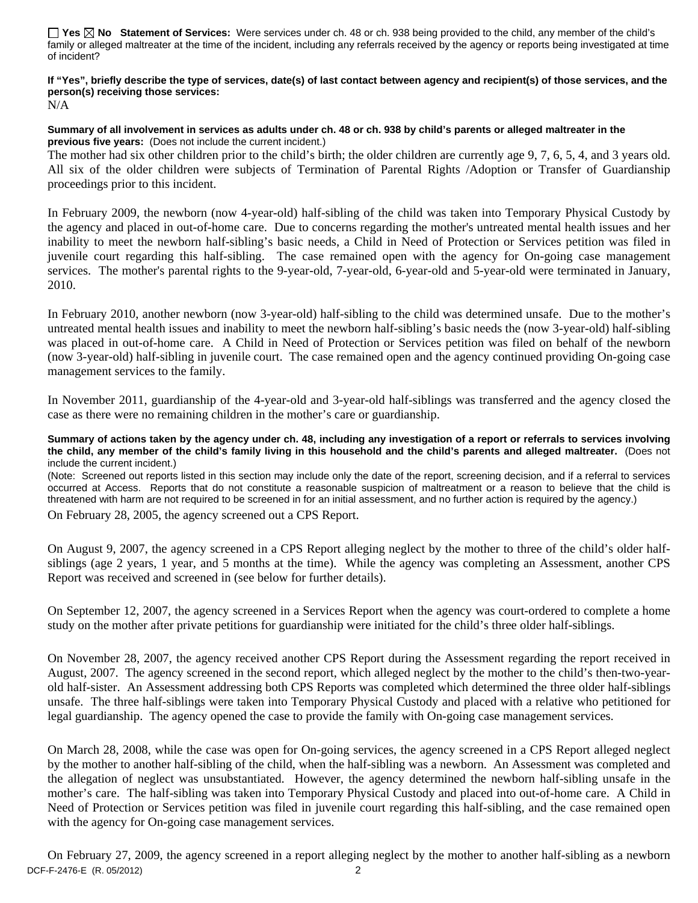☐ **Yes** ☒ **No** **Statement of Services:** Were services under ch. 48 or ch. 938 being provided to the child, any member of the child's family or alleged maltreater at the time of the incident, including any referrals received by the agency or reports being investigated at time of incident?

**If "Yes", briefly describe the type of services, date(s) of last contact between agency and recipient(s) of those services, and the person(s) receiving those services:**

N/A

**Summary of all involvement in services as adults under ch. 48 or ch. 938 by child's parents or alleged maltreater in the previous five years:** (Does not include the current incident.)

The mother had six other children prior to the child's birth; the older children are currently age 9, 7, 6, 5, 4, and 3 years old. All six of the older children were subjects of Termination of Parental Rights /Adoption or Transfer of Guardianship proceedings prior to this incident.

In February 2009, the newborn (now 4-year-old) half-sibling of the child was taken into Temporary Physical Custody by the agency and placed in out-of-home care. Due to concerns regarding the mother's untreated mental health issues and her inability to meet the newborn half-sibling's basic needs, a Child in Need of Protection or Services petition was filed in juvenile court regarding this half-sibling. The case remained open with the agency for On-going case management services. The mother's parental rights to the 9-year-old, 7-year-old, 6-year-old and 5-year-old were terminated in January, 2010.

In February 2010, another newborn (now 3-year-old) half-sibling to the child was determined unsafe. Due to the mother's untreated mental health issues and inability to meet the newborn half-sibling's basic needs the (now 3-year-old) half-sibling was placed in out-of-home care. A Child in Need of Protection or Services petition was filed on behalf of the newborn (now 3-year-old) half-sibling in juvenile court. The case remained open and the agency continued providing On-going case management services to the family.

In November 2011, guardianship of the 4-year-old and 3-year-old half-siblings was transferred and the agency closed the case as there were no remaining children in the mother's care or guardianship.

**Summary of actions taken by the agency under ch. 48, including any investigation of a report or referrals to services involving the child, any member of the child's family living in this household and the child's parents and alleged maltreater.** (Does not include the current incident.)

(Note: Screened out reports listed in this section may include only the date of the report, screening decision, and if a referral to services occurred at Access. Reports that do not constitute a reasonable suspicion of maltreatment or a reason to believe that the child is threatened with harm are not required to be screened in for an initial assessment, and no further action is required by the agency.)

On February 28, 2005, the agency screened out a CPS Report.

On August 9, 2007, the agency screened in a CPS Report alleging neglect by the mother to three of the child's older half-siblings (age 2 years, 1 year, and 5 months at the time). While the agency was completing an Assessment, another CPS Report was received and screened in (see below for further details).

On September 12, 2007, the agency screened in a Services Report when the agency was court-ordered to complete a home study on the mother after private petitions for guardianship were initiated for the child's three older half-siblings.

On November 28, 2007, the agency received another CPS Report during the Assessment regarding the report received in August, 2007. The agency screened in the second report, which alleged neglect by the mother to the child's then-two-year-old half-sister. An Assessment addressing both CPS Reports was completed which determined the three older half-siblings unsafe. The three half-siblings were taken into Temporary Physical Custody and placed with a relative who petitioned for legal guardianship. The agency opened the case to provide the family with On-going case management services.

On March 28, 2008, while the case was open for On-going services, the agency screened in a CPS Report alleged neglect by the mother to another half-sibling of the child, when the half-sibling was a newborn. An Assessment was completed and the allegation of neglect was unsubstantiated. However, the agency determined the newborn half-sibling unsafe in the mother's care. The half-sibling was taken into Temporary Physical Custody and placed into out-of-home care. A Child in Need of Protection or Services petition was filed in juvenile court regarding this half-sibling, and the case remained open with the agency for On-going case management services.

On February 27, 2009, the agency screened in a report alleging neglect by the mother to another half-sibling as a newborn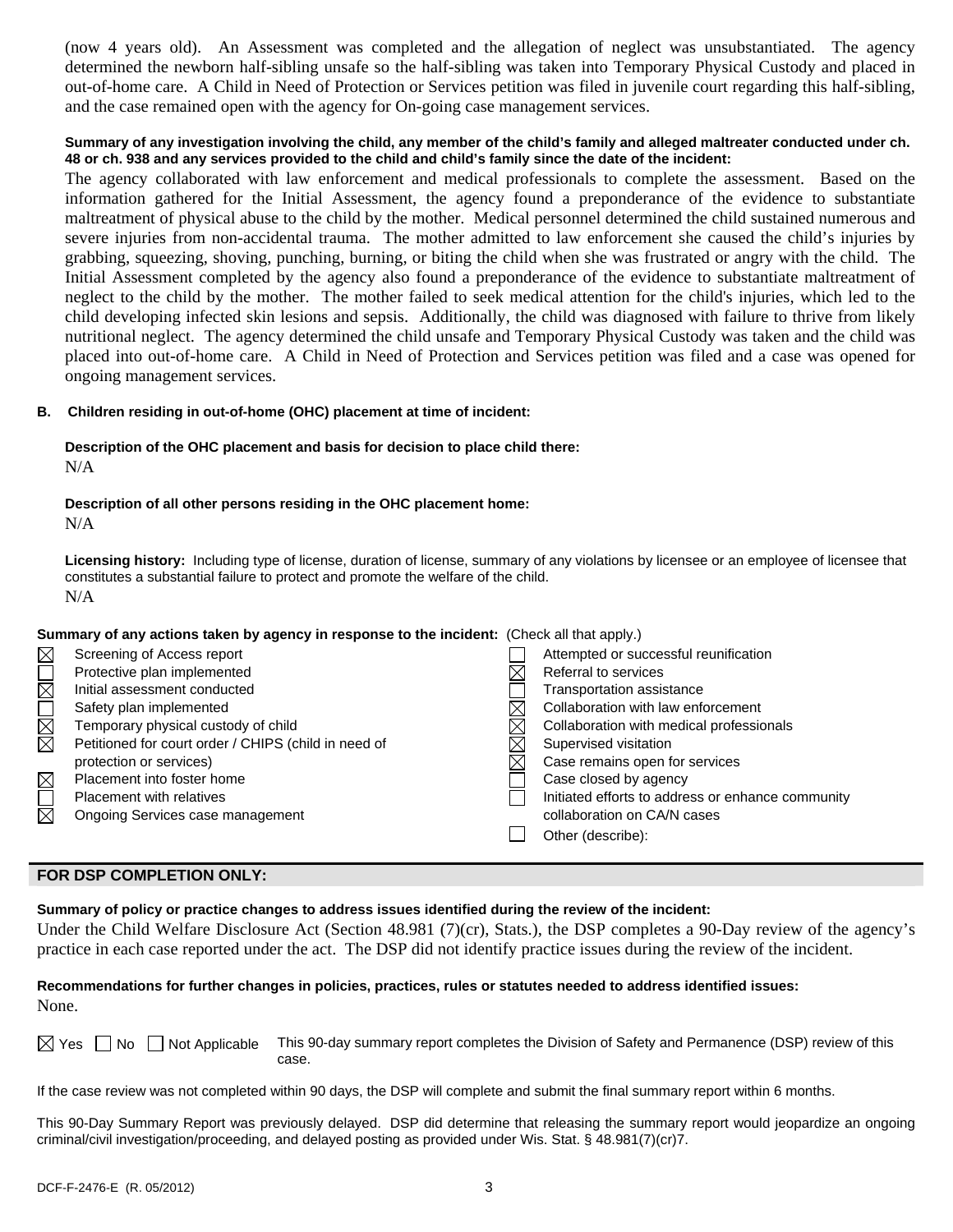(now 4 years old). An Assessment was completed and the allegation of neglect was unsubstantiated. The agency determined the newborn half-sibling unsafe so the half-sibling was taken into Temporary Physical Custody and placed in out-of-home care. A Child in Need of Protection or Services petition was filed in juvenile court regarding this half-sibling, and the case remained open with the agency for On-going case management services.

**Summary of any investigation involving the child, any member of the child's family and alleged maltreater conducted under ch. 48 or ch. 938 and any services provided to the child and child's family since the date of the incident:**

The agency collaborated with law enforcement and medical professionals to complete the assessment. Based on the information gathered for the Initial Assessment, the agency found a preponderance of the evidence to substantiate maltreatment of physical abuse to the child by the mother. Medical personnel determined the child sustained numerous and severe injuries from non-accidental trauma. The mother admitted to law enforcement she caused the child's injuries by grabbing, squeezing, shoving, punching, burning, or biting the child when she was frustrated or angry with the child. The Initial Assessment completed by the agency also found a preponderance of the evidence to substantiate maltreatment of neglect to the child by the mother. The mother failed to seek medical attention for the child's injuries, which led to the child developing infected skin lesions and sepsis. Additionally, the child was diagnosed with failure to thrive from likely nutritional neglect. The agency determined the child unsafe and Temporary Physical Custody was taken and the child was placed into out-of-home care. A Child in Need of Protection and Services petition was filed and a case was opened for ongoing management services.

**B. Children residing in out-of-home (OHC) placement at time of incident:**

**Description of the OHC placement and basis for decision to place child there:**
N/A

**Description of all other persons residing in the OHC placement home:**
N/A

**Licensing history:** Including type of license, duration of license, summary of any violations by licensee or an employee of licensee that constitutes a substantial failure to protect and promote the welfare of the child.
N/A

**Summary of any actions taken by agency in response to the incident:** (Check all that apply.)

- ☒ Screening of Access report
- ☐ Protective plan implemented
- ☒ Initial assessment conducted
- ☐ Safety plan implemented
- ☒ Temporary physical custody of child
- ☒ Petitioned for court order / CHIPS (child in need of protection or services)
- ☒ Placement into foster home
- ☐ Placement with relatives
- ☒ Ongoing Services case management
- ☐ Attempted or successful reunification
- ☒ Referral to services
- ☐ Transportation assistance
- ☒ Collaboration with law enforcement
- ☒ Collaboration with medical professionals
- ☒ Supervised visitation
- ☒ Case remains open for services
- ☐ Case closed by agency
- ☐ Initiated efforts to address or enhance community collaboration on CA/N cases
- ☐ Other (describe):

## FOR DSP COMPLETION ONLY:

**Summary of policy or practice changes to address issues identified during the review of the incident:**

Under the Child Welfare Disclosure Act (Section 48.981 (7)(cr), Stats.), the DSP completes a 90-Day review of the agency's practice in each case reported under the act. The DSP did not identify practice issues during the review of the incident.

**Recommendations for further changes in policies, practices, rules or statutes needed to address identified issues:**

None.

☒ Yes ☐ No ☐ Not Applicable This 90-day summary report completes the Division of Safety and Permanence (DSP) review of this case.

If the case review was not completed within 90 days, the DSP will complete and submit the final summary report within 6 months.

This 90-Day Summary Report was previously delayed. DSP did determine that releasing the summary report would jeopardize an ongoing criminal/civil investigation/proceeding, and delayed posting as provided under Wis. Stat. § 48.981(7)(cr)7.

DCF-F-2476-E (R. 05/2012)